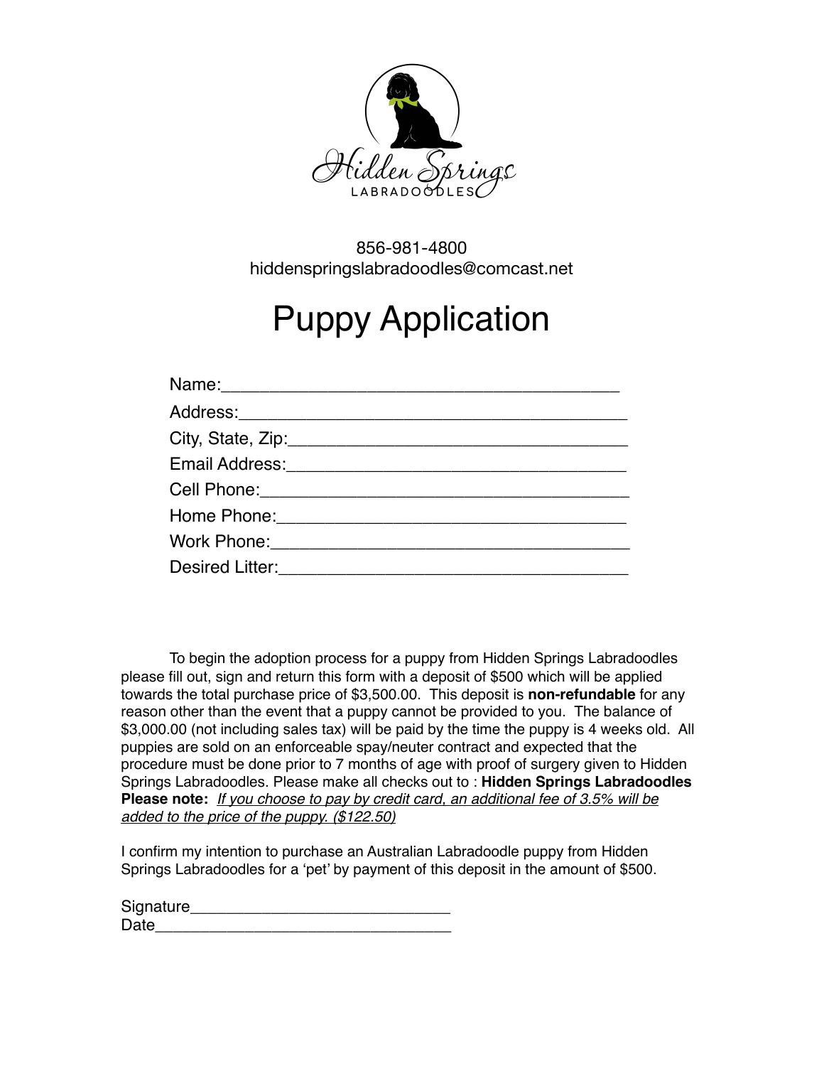Hidden Springs

LABRADOODLES

856-981-4800
hiddenspringslabradoodles@comcast.net

# Puppy Application

Name:_________________________________________

Address:_______________________________________

City, State, Zip:_________________________________

Email Address:__________________________________

Cell Phone:_____________________________________

Home Phone:____________________________________

Work Phone:____________________________________

Desired Litter:__________________________________

To begin the adoption process for a puppy from Hidden Springs Labradoodles please fill out, sign and return this form with a deposit of $500 which will be applied towards the total purchase price of $3,500.00. This deposit is **non-refundable** for any reason other than the event that a puppy cannot be provided to you. The balance of $3,000.00 (not including sales tax) will be paid by the time the puppy is 4 weeks old. All puppies are sold on an enforceable spay/neuter contract and expected that the procedure must be done prior to 7 months of age with proof of surgery given to Hidden Springs Labradoodles. Please make all checks out to : **Hidden Springs Labradoodles** **Please note:** *If you choose to pay by credit card, an additional fee of 3.5% will be added to the price of the puppy. ($122.50)*

I confirm my intention to purchase an Australian Labradoodle puppy from Hidden Springs Labradoodles for a 'pet' by payment of this deposit in the amount of $500.

Signature_____________________________

Date_________________________________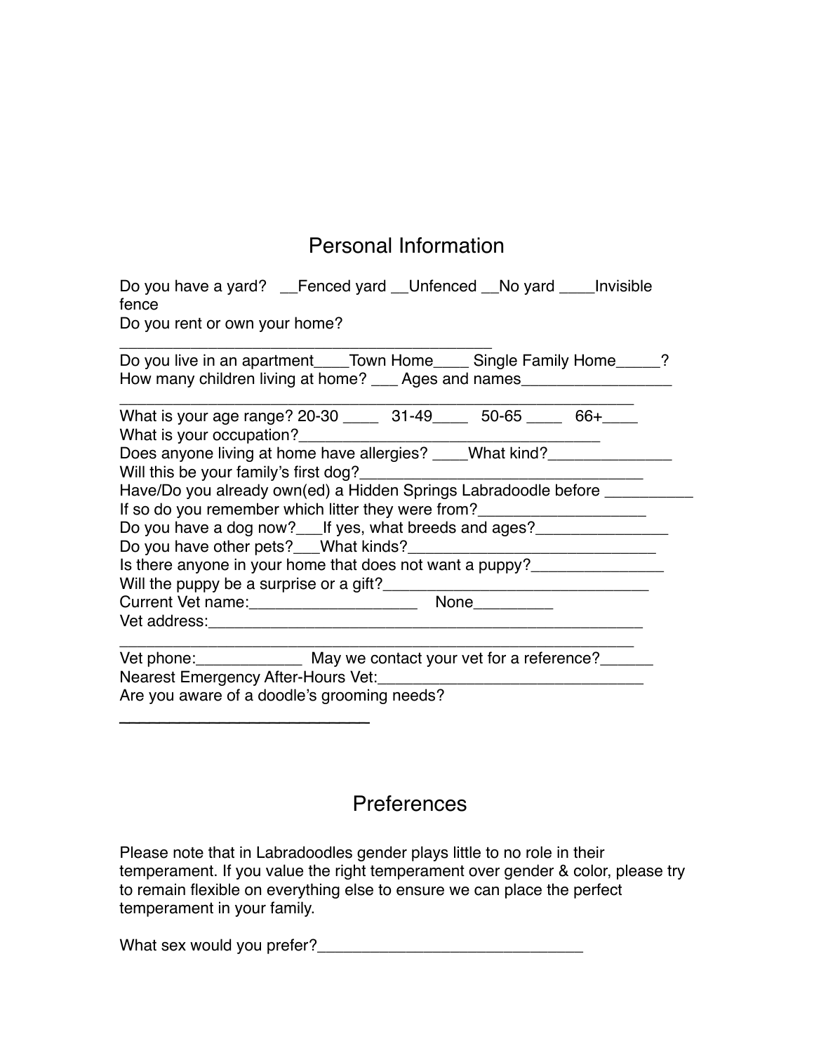## Personal Information

Do you have a yard? __Fenced yard __Unfenced __No yard ____Invisible fence

Do you rent or own your home?
____________________________________________

Do you live in an apartment____Town Home____ Single Family Home_____?

How many children living at home? ___ Ages and names_________________
____________________________________________________________

What is your age range? 20-30 ____ 31-49____ 50-65 ____ 66+____

What is your occupation?___________________________________

Does anyone living at home have allergies? ____What kind?______________

Will this be your family's first dog?_________________________________

Have/Do you already own(ed) a Hidden Springs Labradoodle before __________

If so do you remember which litter they were from?___________________

Do you have a dog now?___If yes, what breeds and ages?_______________

Do you have other pets?___What kinds?_____________________________

Is there anyone in your home that does not want a puppy?_______________

Will the puppy be a surprise or a gift?_______________________________

Current Vet name:___________________ None_________

Vet address:_____________________________________________________
____________________________________________________________

Vet phone:____________ May we contact your vet for a reference?______

Nearest Emergency After-Hours Vet:______________________________

Are you aware of a doodle's grooming needs?
_____________________________

## Preferences

Please note that in Labradoodles gender plays little to no role in their temperament. If you value the right temperament over gender & color, please try to remain flexible on everything else to ensure we can place the perfect temperament in your family.

What sex would you prefer?______________________________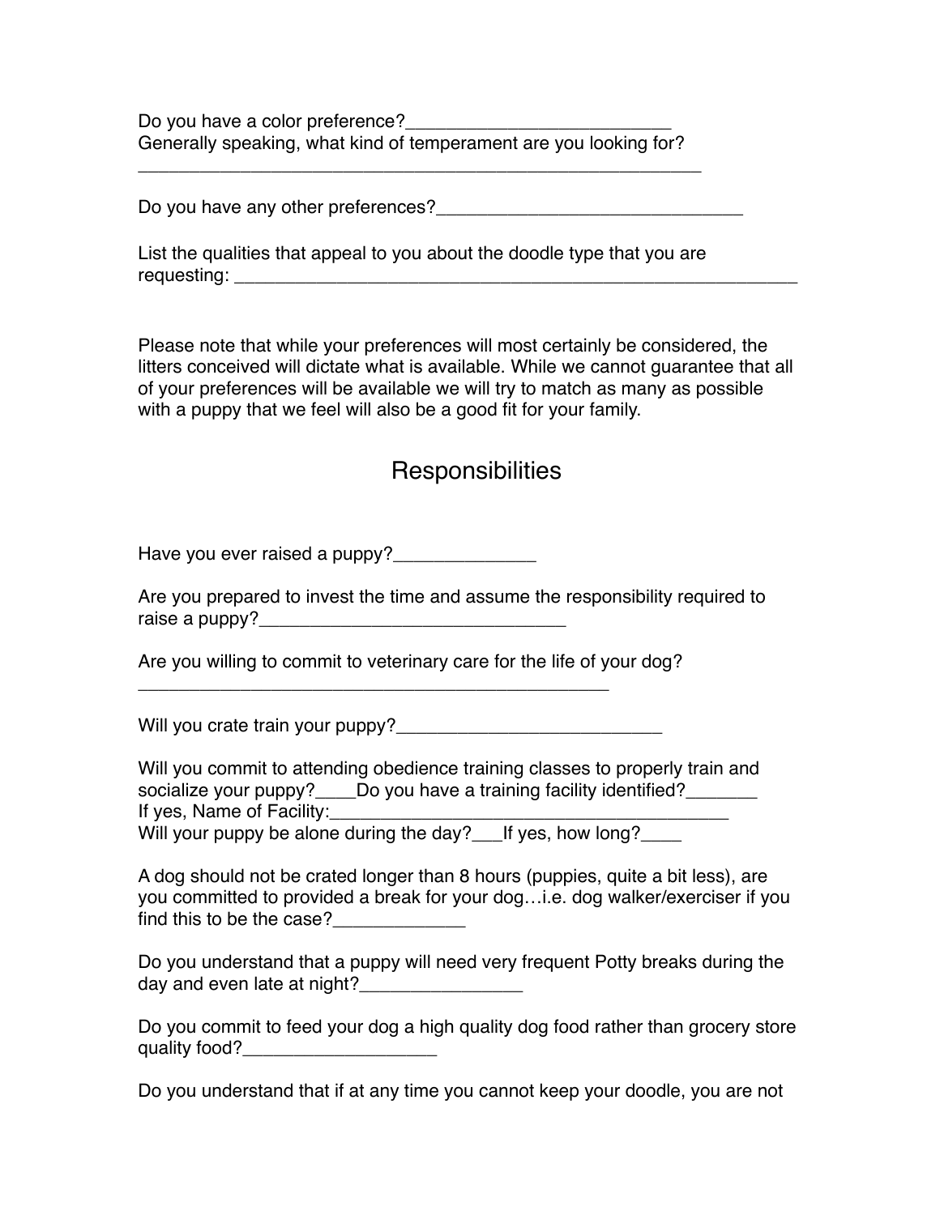Do you have a color preference?_________________________
Generally speaking, what kind of temperament are you looking for?
_____________________________________________________

Do you have any other preferences?______________________________

List the qualities that appeal to you about the doodle type that you are requesting: _____________________________________________________

Please note that while your preferences will most certainly be considered, the litters conceived will dictate what is available. While we cannot guarantee that all of your preferences will be available we will try to match as many as possible with a puppy that we feel will also be a good fit for your family.

## Responsibilities

Have you ever raised a puppy?______________

Are you prepared to invest the time and assume the responsibility required to raise a puppy?______________________________

Are you willing to commit to veterinary care for the life of your dog?
_____________________________________________

Will you crate train your puppy?__________________________

Will you commit to attending obedience training classes to properly train and socialize your puppy?____Do you have a training facility identified?_______
If yes, Name of Facility:_______________________________________
Will your puppy be alone during the day?___If yes, how long?____

A dog should not be crated longer than 8 hours (puppies, quite a bit less), are you committed to provided a break for your dog…i.e. dog walker/exerciser if you find this to be the case?_____________

Do you understand that a puppy will need very frequent Potty breaks during the day and even late at night?________________

Do you commit to feed your dog a high quality dog food rather than grocery store quality food?___________________

Do you understand that if at any time you cannot keep your doodle, you are not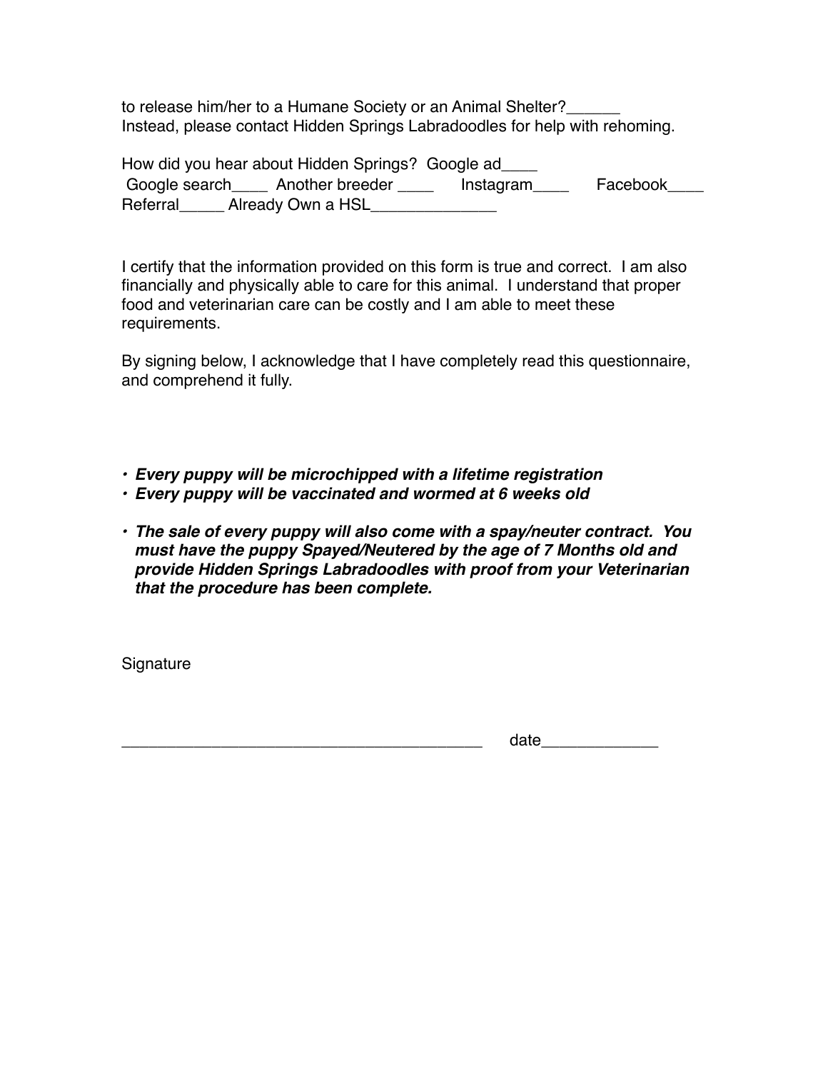to release him/her to a Humane Society or an Animal Shelter?______
Instead, please contact Hidden Springs Labradoodles for help with rehoming.

How did you hear about Hidden Springs? Google ad____
Google search____ Another breeder ____ Instagram____ Facebook____
Referral_____ Already Own a HSL______________

I certify that the information provided on this form is true and correct. I am also financially and physically able to care for this animal. I understand that proper food and veterinarian care can be costly and I am able to meet these requirements.

By signing below, I acknowledge that I have completely read this questionnaire, and comprehend it fully.

- ***Every puppy will be microchipped with a lifetime registration***
- ***Every puppy will be vaccinated and wormed at 6 weeks old***

- ***The sale of every puppy will also come with a spay/neuter contract. You must have the puppy Spayed/Neutered by the age of 7 Months old and provide Hidden Springs Labradoodles with proof from your Veterinarian that the procedure has been complete.***

Signature

_________________________________________ date_____________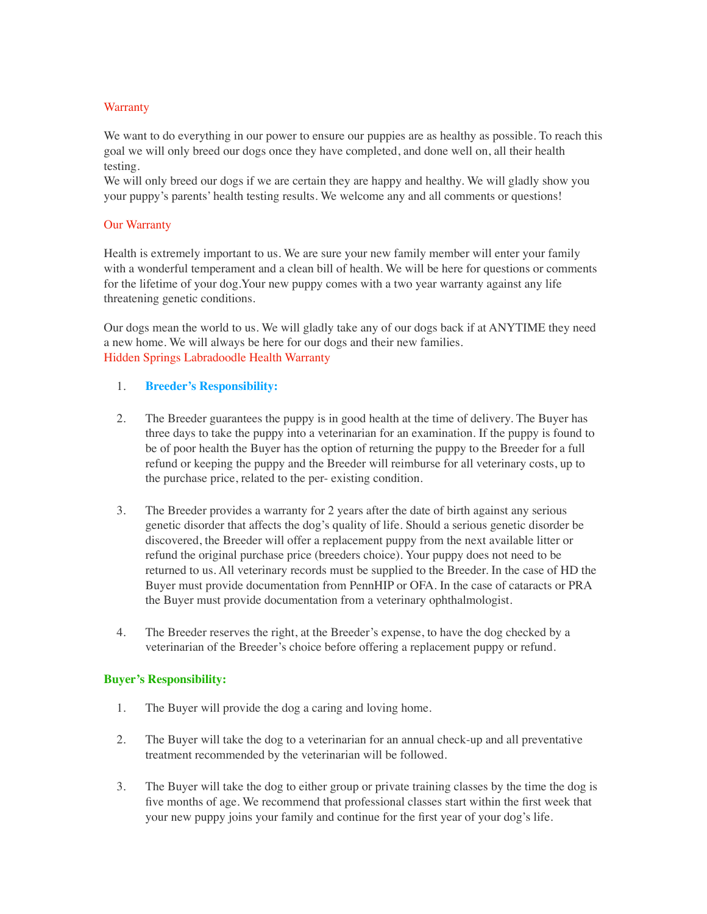## Warranty

We want to do everything in our power to ensure our puppies are as healthy as possible. To reach this goal we will only breed our dogs once they have completed, and done well on, all their health testing.
We will only breed our dogs if we are certain they are happy and healthy. We will gladly show you your puppy's parents' health testing results. We welcome any and all comments or questions!

## Our Warranty

Health is extremely important to us. We are sure your new family member will enter your family with a wonderful temperament and a clean bill of health. We will be here for questions or comments for the lifetime of your dog.Your new puppy comes with a two year warranty against any life threatening genetic conditions.

Our dogs mean the world to us. We will gladly take any of our dogs back if at ANYTIME they need a new home. We will always be here for our dogs and their new families.

## Hidden Springs Labradoodle Health Warranty

1. **Breeder's Responsibility:**

2. The Breeder guarantees the puppy is in good health at the time of delivery. The Buyer has three days to take the puppy into a veterinarian for an examination. If the puppy is found to be of poor health the Buyer has the option of returning the puppy to the Breeder for a full refund or keeping the puppy and the Breeder will reimburse for all veterinary costs, up to the purchase price, related to the per- existing condition.

3. The Breeder provides a warranty for 2 years after the date of birth against any serious genetic disorder that affects the dog's quality of life. Should a serious genetic disorder be discovered, the Breeder will offer a replacement puppy from the next available litter or refund the original purchase price (breeders choice). Your puppy does not need to be returned to us. All veterinary records must be supplied to the Breeder. In the case of HD the Buyer must provide documentation from PennHIP or OFA. In the case of cataracts or PRA the Buyer must provide documentation from a veterinary ophthalmologist.

4. The Breeder reserves the right, at the Breeder's expense, to have the dog checked by a veterinarian of the Breeder's choice before offering a replacement puppy or refund.

**Buyer's Responsibility:**

1. The Buyer will provide the dog a caring and loving home.

2. The Buyer will take the dog to a veterinarian for an annual check-up and all preventative treatment recommended by the veterinarian will be followed.

3. The Buyer will take the dog to either group or private training classes by the time the dog is five months of age. We recommend that professional classes start within the first week that your new puppy joins your family and continue for the first year of your dog's life.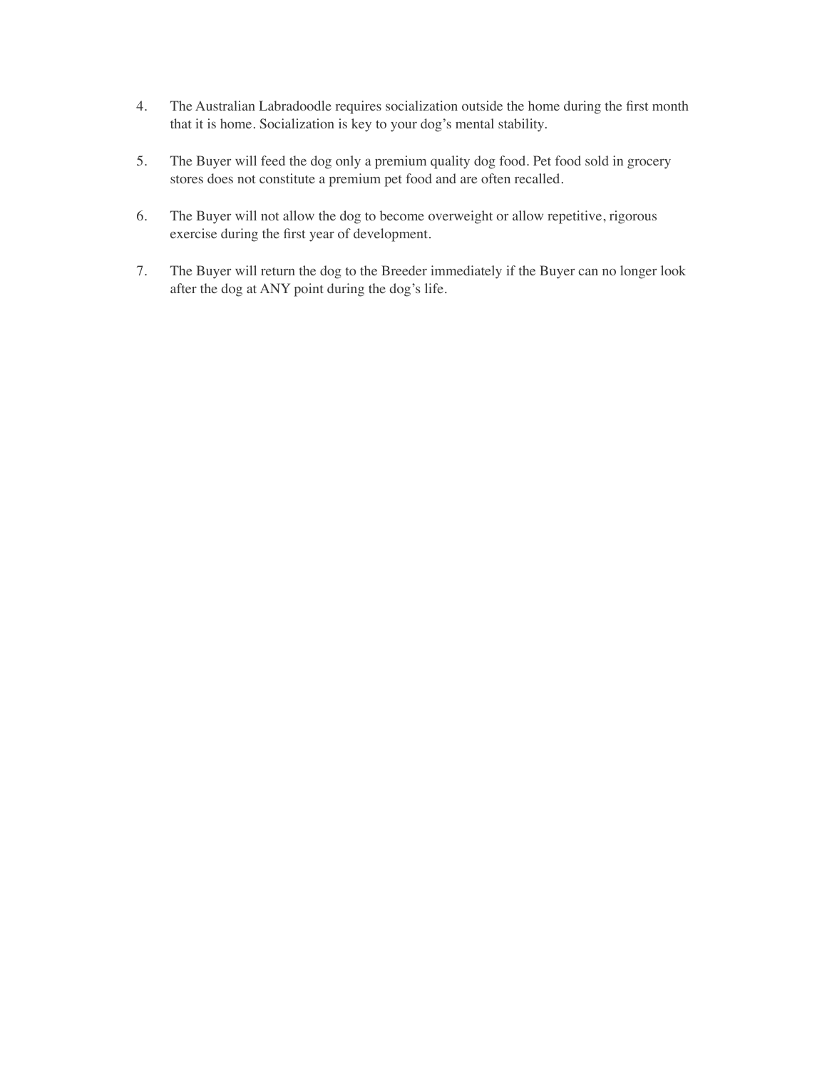4. The Australian Labradoodle requires socialization outside the home during the first month that it is home. Socialization is key to your dog's mental stability.

5. The Buyer will feed the dog only a premium quality dog food. Pet food sold in grocery stores does not constitute a premium pet food and are often recalled.

6. The Buyer will not allow the dog to become overweight or allow repetitive, rigorous exercise during the first year of development.

7. The Buyer will return the dog to the Breeder immediately if the Buyer can no longer look after the dog at ANY point during the dog's life.